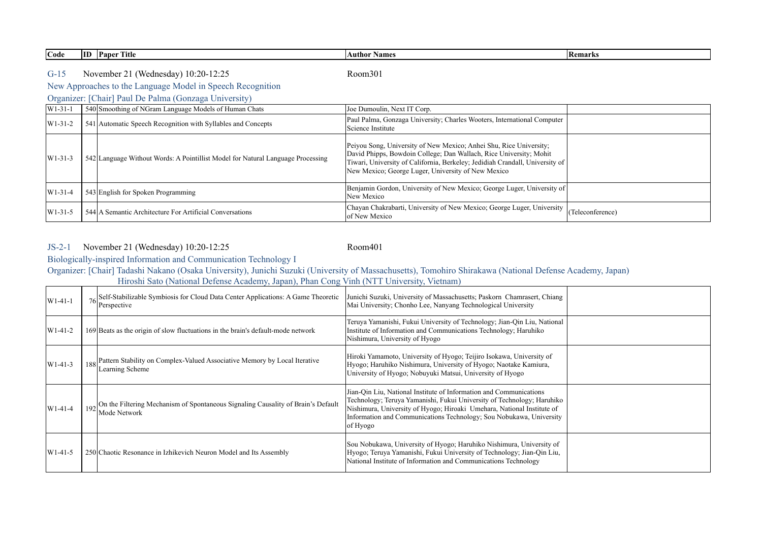| Code | ID | Paper Title | Author Names | Remarks |
|---|---|---|---|---|

## G-15 November 21 (Wednesday) 10:20-12:25 Room301

### New Approaches to the Language Model in Speech Recognition

Organizer: [Chair] Paul De Palma (Gonzaga University)

| Code | ID | Paper Title | Author Names | Remarks |
|---|---|---|---|---|
| W1-31-1 | 540 | Smoothing of NGram Language Models of Human Chats | Joe Dumoulin, Next IT Corp. | |
| W1-31-2 | 541 | Automatic Speech Recognition with Syllables and Concepts | Paul Palma, Gonzaga University; Charles Wooters, International Computer Science Institute | |
| W1-31-3 | 542 | Language Without Words: A Pointillist Model for Natural Language Processing | Peiyou Song, University of New Mexico; Anhei Shu, Rice University; David Phipps, Bowdoin College; Dan Wallach, Rice University; Mohit Tiwari, University of California, Berkeley; Jedidiah Crandall, University of New Mexico; George Luger, University of New Mexico | |
| W1-31-4 | 543 | English for Spoken Programming | Benjamin Gordon, University of New Mexico; George Luger, University of New Mexico | |
| W1-31-5 | 544 | A Semantic Architecture For Artificial Conversations | Chayan Chakrabarti, University of New Mexico; George Luger, University of New Mexico | (Teleconference) |

## JS-2-1 November 21 (Wednesday) 10:20-12:25 Room401

### Biologically-inspired Information and Communication Technology I

Organizer: [Chair] Tadashi Nakano (Osaka University), Junichi Suzuki (University of Massachusetts), Tomohiro Shirakawa (National Defense Academy, Japan) Hiroshi Sato (National Defense Academy, Japan), Phan Cong Vinh (NTT University, Vietnam)

| Code | ID | Paper Title | Author Names | Remarks |
|---|---|---|---|---|
| W1-41-1 | 76 | Self-Stabilizable Symbiosis for Cloud Data Center Applications: A Game Theoretic Perspective | Junichi Suzuki, University of Massachusetts; Paskorn Chamrasert, Chiang Mai University; Chonho Lee, Nanyang Technological University | |
| W1-41-2 | 169 | Beats as the origin of slow fluctuations in the brain's default-mode network | Teruya Yamanishi, Fukui University of Technology; Jian-Qin Liu, National Institute of Information and Communications Technology; Haruhiko Nishimura, University of Hyogo | |
| W1-41-3 | 188 | Pattern Stability on Complex-Valued Associative Memory by Local Iterative Learning Scheme | Hiroki Yamamoto, University of Hyogo; Teijiro Isokawa, University of Hyogo; Haruhiko Nishimura, University of Hyogo; Naotake Kamiura, University of Hyogo; Nobuyuki Matsui, University of Hyogo | |
| W1-41-4 | 192 | On the Filtering Mechanism of Spontaneous Signaling Causality of Brain's Default Mode Network | Jian-Qin Liu, National Institute of Information and Communications Technology; Teruya Yamanishi, Fukui University of Technology; Haruhiko Nishimura, University of Hyogo; Hiroaki Umehara, National Institute of Information and Communications Technology; Sou Nobukawa, University of Hyogo | |
| W1-41-5 | 250 | Chaotic Resonance in Izhikevich Neuron Model and Its Assembly | Sou Nobukawa, University of Hyogo; Haruhiko Nishimura, University of Hyogo; Teruya Yamanishi, Fukui University of Technology; Jian-Qin Liu, National Institute of Information and Communications Technology | |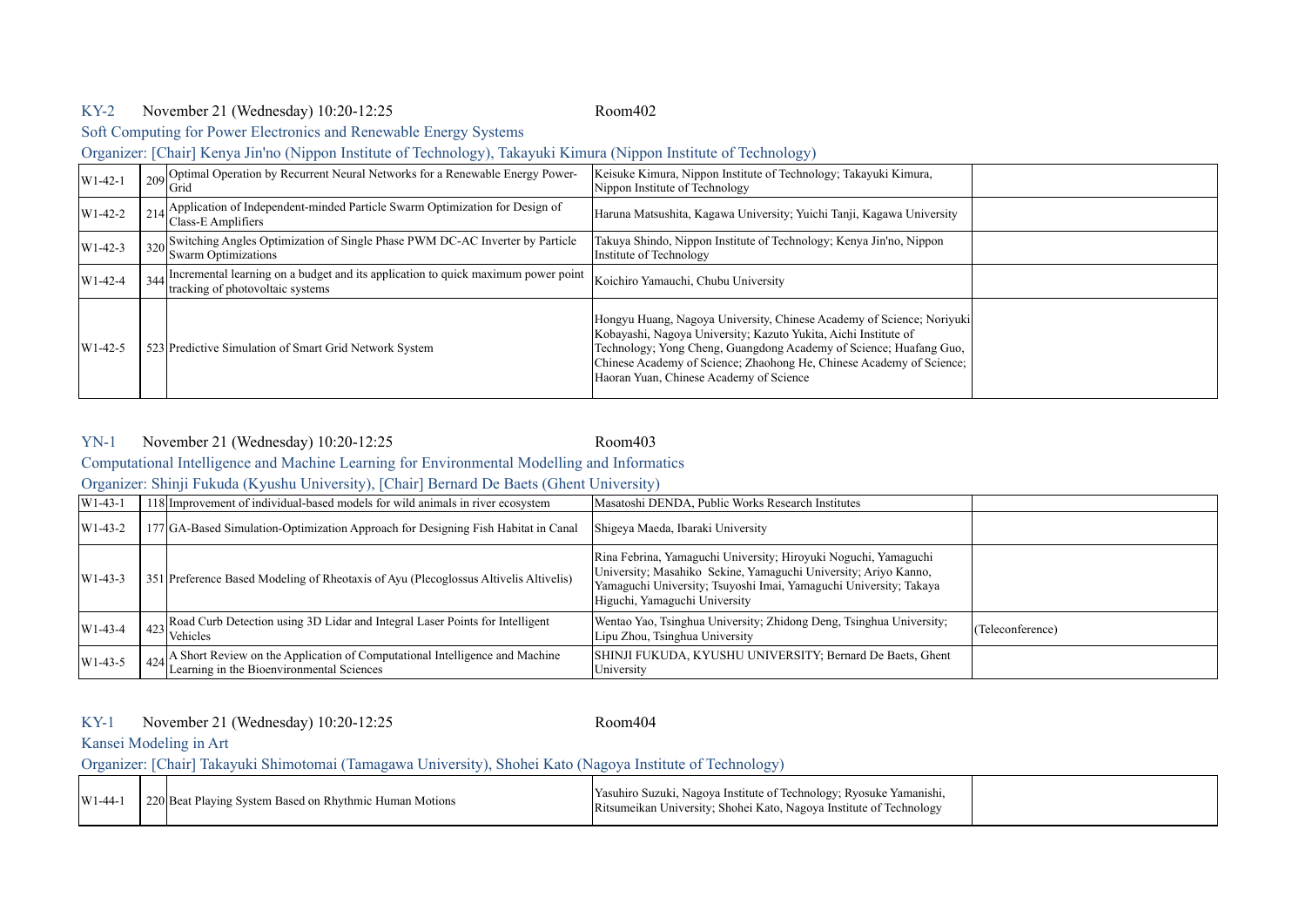### KY-2 November 21 (Wednesday) 10:20-12:25 Room402

Soft Computing for Power Electronics and Renewable Energy Systems

Organizer: [Chair] Kenya Jin'no (Nippon Institute of Technology), Takayuki Kimura (Nippon Institute of Technology)

| | | | | |
|---|---|---|---|---|
| W1-42-1 | 209 | Optimal Operation by Recurrent Neural Networks for a Renewable Energy Power-Grid | Keisuke Kimura, Nippon Institute of Technology; Takayuki Kimura, Nippon Institute of Technology | |
| W1-42-2 | 214 | Application of Independent-minded Particle Swarm Optimization for Design of Class-E Amplifiers | Haruna Matsushita, Kagawa University; Yuichi Tanji, Kagawa University | |
| W1-42-3 | 320 | Switching Angles Optimization of Single Phase PWM DC-AC Inverter by Particle Swarm Optimizations | Takuya Shindo, Nippon Institute of Technology; Kenya Jin'no, Nippon Institute of Technology | |
| W1-42-4 | 344 | Incremental learning on a budget and its application to quick maximum power point tracking of photovoltaic systems | Koichiro Yamauchi, Chubu University | |
| W1-42-5 | 523 | Predictive Simulation of Smart Grid Network System | Hongyu Huang, Nagoya University, Chinese Academy of Science; Noriyuki Kobayashi, Nagoya University; Kazuto Yukita, Aichi Institute of Technology; Yong Cheng, Guangdong Academy of Science; Huafang Guo, Chinese Academy of Science; Zhaohong He, Chinese Academy of Science; Haoran Yuan, Chinese Academy of Science | |

### YN-1 November 21 (Wednesday) 10:20-12:25 Room403

Computational Intelligence and Machine Learning for Environmental Modelling and Informatics

Organizer: Shinji Fukuda (Kyushu University), [Chair] Bernard De Baets (Ghent University)

| | | | | |
|---|---|---|---|---|
| W1-43-1 | 118 | Improvement of individual-based models for wild animals in river ecosystem | Masatoshi DENDA, Public Works Research Institutes | |
| W1-43-2 | 177 | GA-Based Simulation-Optimization Approach for Designing Fish Habitat in Canal | Shigeya Maeda, Ibaraki University | |
| W1-43-3 | 351 | Preference Based Modeling of Rheotaxis of Ayu (Plecoglossus Altivelis Altivelis) | Rina Febrina, Yamaguchi University; Hiroyuki Noguchi, Yamaguchi University; Masahiko Sekine, Yamaguchi University; Ariyo Kanno, Yamaguchi University; Tsuyoshi Imai, Yamaguchi University; Takaya Higuchi, Yamaguchi University | |
| W1-43-4 | 423 | Road Curb Detection using 3D Lidar and Integral Laser Points for Intelligent Vehicles | Wentao Yao, Tsinghua University; Zhidong Deng, Tsinghua University; Lipu Zhou, Tsinghua University | (Teleconference) |
| W1-43-5 | 424 | A Short Review on the Application of Computational Intelligence and Machine Learning in the Bioenvironmental Sciences | SHINJI FUKUDA, KYUSHU UNIVERSITY; Bernard De Baets, Ghent University | |

### KY-1 November 21 (Wednesday) 10:20-12:25 Room404

Kansei Modeling in Art

Organizer: [Chair] Takayuki Shimotomai (Tamagawa University), Shohei Kato (Nagoya Institute of Technology)

| | | | | |
|---|---|---|---|---|
| W1-44-1 | 220 | Beat Playing System Based on Rhythmic Human Motions | Yasuhiro Suzuki, Nagoya Institute of Technology; Ryosuke Yamanishi, Ritsumeikan University; Shohei Kato, Nagoya Institute of Technology | |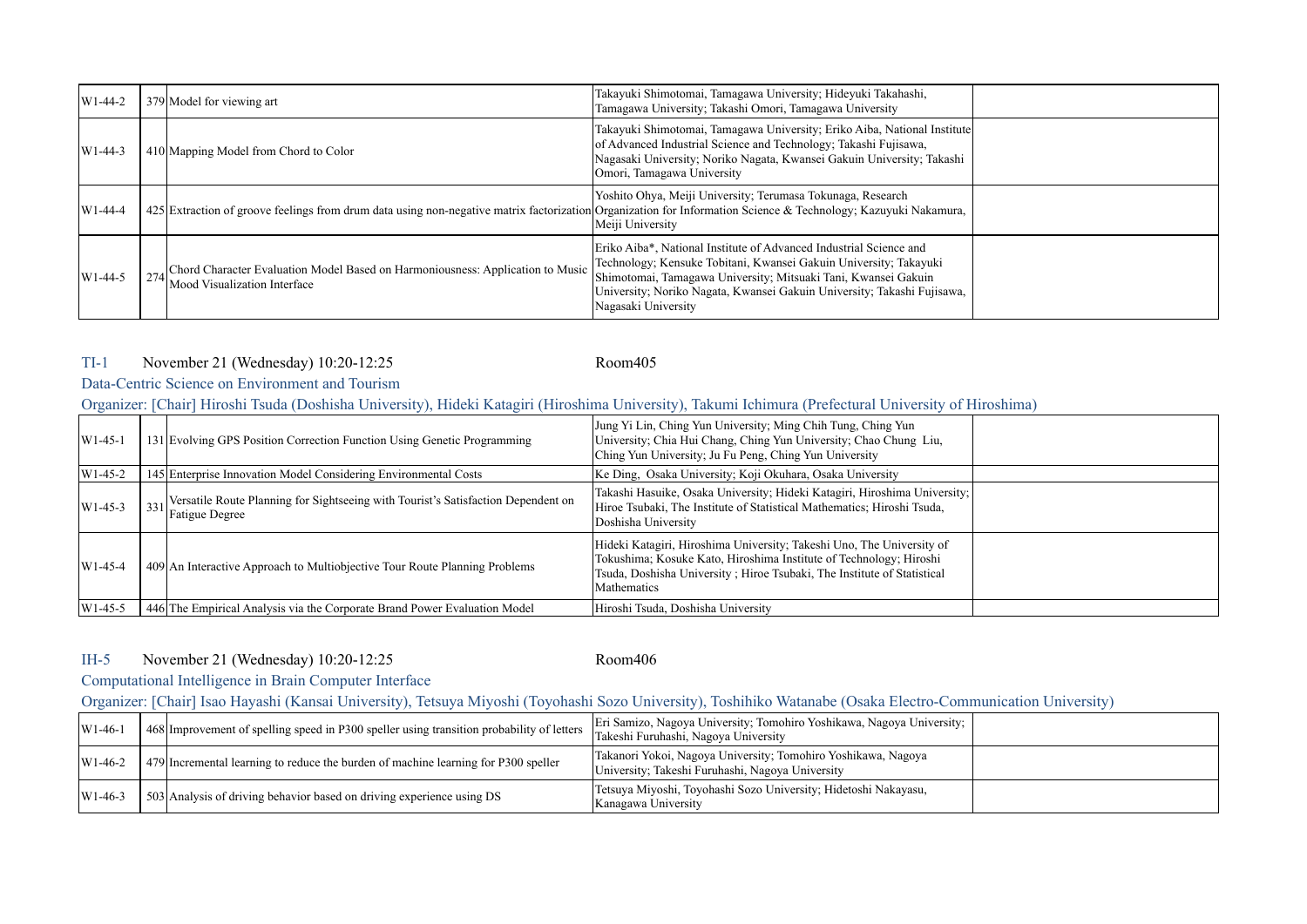| | | | | |
|---|---|---|---|---|
| W1-44-2 | 379 | Model for viewing art | Takayuki Shimotomai, Tamagawa University; Hideyuki Takahashi, Tamagawa University; Takashi Omori, Tamagawa University | |
| W1-44-3 | 410 | Mapping Model from Chord to Color | Takayuki Shimotomai, Tamagawa University; Eriko Aiba, National Institute of Advanced Industrial Science and Technology; Takashi Fujisawa, Nagasaki University; Noriko Nagata, Kwansei Gakuin University; Takashi Omori, Tamagawa University | |
| W1-44-4 | 425 | Extraction of groove feelings from drum data using non-negative matrix factorization | Yoshito Ohya, Meiji University; Terumasa Tokunaga, Research Organization for Information Science & Technology; Kazuyuki Nakamura, Meiji University | |
| W1-44-5 | 274 | Chord Character Evaluation Model Based on Harmoniousness: Application to Music Mood Visualization Interface | Eriko Aiba*, National Institute of Advanced Industrial Science and Technology; Kensuke Tobitani, Kwansei Gakuin University; Takayuki Shimotomai, Tamagawa University; Mitsuaki Tani, Kwansei Gakuin University; Noriko Nagata, Kwansei Gakuin University; Takashi Fujisawa, Nagasaki University | |

TI-1 November 21 (Wednesday) 10:20-12:25 Room405

Data-Centric Science on Environment and Tourism

Organizer: [Chair] Hiroshi Tsuda (Doshisha University), Hideki Katagiri (Hiroshima University), Takumi Ichimura (Prefectural University of Hiroshima)

| | | | | |
|---|---|---|---|---|
| W1-45-1 | 131 | Evolving GPS Position Correction Function Using Genetic Programming | Jung Yi Lin, Ching Yun University; Ming Chih Tung, Ching Yun University; Chia Hui Chang, Ching Yun University; Chao Chung Liu, Ching Yun University; Ju Fu Peng, Ching Yun University | |
| W1-45-2 | 145 | Enterprise Innovation Model Considering Environmental Costs | Ke Ding, Osaka University; Koji Okuhara, Osaka University | |
| W1-45-3 | 331 | Versatile Route Planning for Sightseeing with Tourist's Satisfaction Dependent on Fatigue Degree | Takashi Hasuike, Osaka University; Hideki Katagiri, Hiroshima University; Hiroe Tsubaki, The Institute of Statistical Mathematics; Hiroshi Tsuda, Doshisha University | |
| W1-45-4 | 409 | An Interactive Approach to Multiobjective Tour Route Planning Problems | Hideki Katagiri, Hiroshima University; Takeshi Uno, The University of Tokushima; Kosuke Kato, Hiroshima Institute of Technology; Hiroshi Tsuda, Doshisha University ; Hiroe Tsubaki, The Institute of Statistical Mathematics | |
| W1-45-5 | 446 | The Empirical Analysis via the Corporate Brand Power Evaluation Model | Hiroshi Tsuda, Doshisha University | |

IH-5 November 21 (Wednesday) 10:20-12:25 Room406

Computational Intelligence in Brain Computer Interface

Organizer: [Chair] Isao Hayashi (Kansai University), Tetsuya Miyoshi (Toyohashi Sozo University), Toshihiko Watanabe (Osaka Electro-Communication University)

| | | | | |
|---|---|---|---|---|
| W1-46-1 | 468 | Improvement of spelling speed in P300 speller using transition probability of letters | Eri Samizo, Nagoya University; Tomohiro Yoshikawa, Nagoya University; Takeshi Furuhashi, Nagoya University | |
| W1-46-2 | 479 | Incremental learning to reduce the burden of machine learning for P300 speller | Takanori Yokoi, Nagoya University; Tomohiro Yoshikawa, Nagoya University; Takeshi Furuhashi, Nagoya University | |
| W1-46-3 | 503 | Analysis of driving behavior based on driving experience using DS | Tetsuya Miyoshi, Toyohashi Sozo University; Hidetoshi Nakayasu, Kanagawa University | |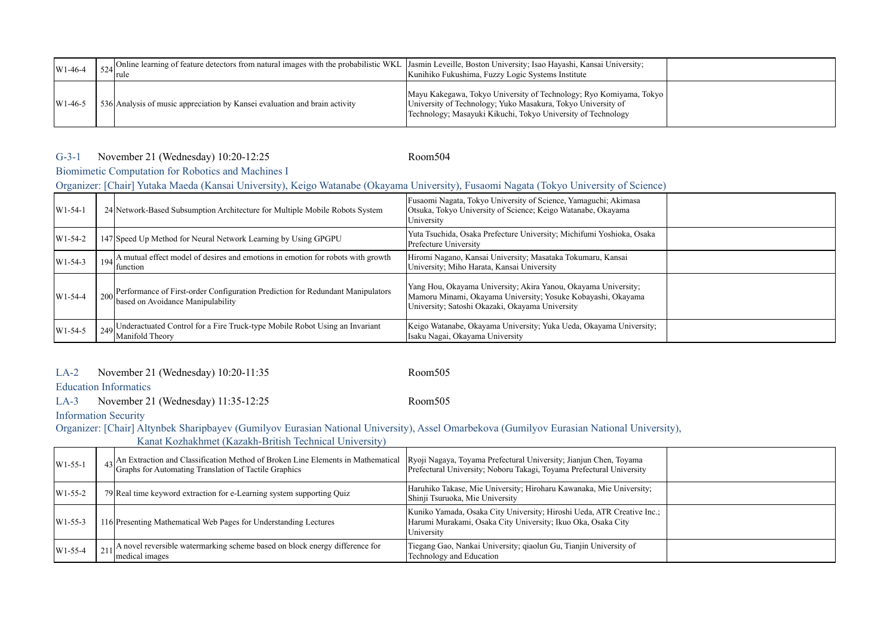| | | | | |
|---|---|---|---|---|
| W1-46-4 | 524 | Online learning of feature detectors from natural images with the probabilistic WKL rule | Jasmin Leveille, Boston University; Isao Hayashi, Kansai University; Kunihiko Fukushima, Fuzzy Logic Systems Institute | |
| W1-46-5 | 536 | Analysis of music appreciation by Kansei evaluation and brain activity | Mayu Kakegawa, Tokyo University of Technology; Ryo Komiyama, Tokyo University of Technology; Yuko Masakura, Tokyo University of Technology; Masayuki Kikuchi, Tokyo University of Technology | |

G-3-1　November 21 (Wednesday) 10:20-12:25　Room504

Biomimetic Computation for Robotics and Machines I

Organizer: [Chair] Yutaka Maeda (Kansai University), Keigo Watanabe (Okayama University), Fusaomi Nagata (Tokyo University of Science)

| | | | | |
|---|---|---|---|---|
| W1-54-1 | 24 | Network-Based Subsumption Architecture for Multiple Mobile Robots System | Fusaomi Nagata, Tokyo University of Science, Yamaguchi; Akimasa Otsuka, Tokyo University of Science; Keigo Watanabe, Okayama University | |
| W1-54-2 | 147 | Speed Up Method for Neural Network Learning by Using GPGPU | Yuta Tsuchida, Osaka Prefecture University; Michifumi Yoshioka, Osaka Prefecture University | |
| W1-54-3 | 194 | A mutual effect model of desires and emotions in emotion for robots with growth function | Hiromi Nagano, Kansai University; Masataka Tokumaru, Kansai University; Miho Harata, Kansai University | |
| W1-54-4 | 200 | Performance of First-order Configuration Prediction for Redundant Manipulators based on Avoidance Manipulability | Yang Hou, Okayama University; Akira Yanou, Okayama University; Mamoru Minami, Okayama University; Yosuke Kobayashi, Okayama University; Satoshi Okazaki, Okayama University | |
| W1-54-5 | 249 | Underactuated Control for a Fire Truck-type Mobile Robot Using an Invariant Manifold Theory | Keigo Watanabe, Okayama University; Yuka Ueda, Okayama University; Isaku Nagai, Okayama University | |

LA-2　November 21 (Wednesday) 10:20-11:35　Room505

Education Informatics

LA-3　November 21 (Wednesday) 11:35-12:25　Room505

Information Security

Organizer: [Chair] Altynbek Sharipbayev (Gumilyov Eurasian National University), Assel Omarbekova (Gumilyov Eurasian National University), Kanat Kozhakhmet (Kazakh-British Technical University)

| | | | | |
|---|---|---|---|---|
| W1-55-1 | 43 | An Extraction and Classification Method of Broken Line Elements in Mathematical Graphs for Automating Translation of Tactile Graphics | Ryoji Nagaya, Toyama Prefectural University; Jianjun Chen, Toyama Prefectural University; Noboru Takagi, Toyama Prefectural University | |
| W1-55-2 | 79 | Real time keyword extraction for e-Learning system supporting Quiz | Haruhiko Takase, Mie University; Hiroharu Kawanaka, Mie University; Shinji Tsuruoka, Mie University | |
| W1-55-3 | 116 | Presenting Mathematical Web Pages for Understanding Lectures | Kuniko Yamada, Osaka City University; Hiroshi Ueda, ATR Creative Inc.; Harumi Murakami, Osaka City University; Ikuo Oka, Osaka City University | |
| W1-55-4 | 211 | A novel reversible watermarking scheme based on block energy difference for medical images | Tiegang Gao, Nankai University; qiaolun Gu, Tianjin University of Technology and Education | |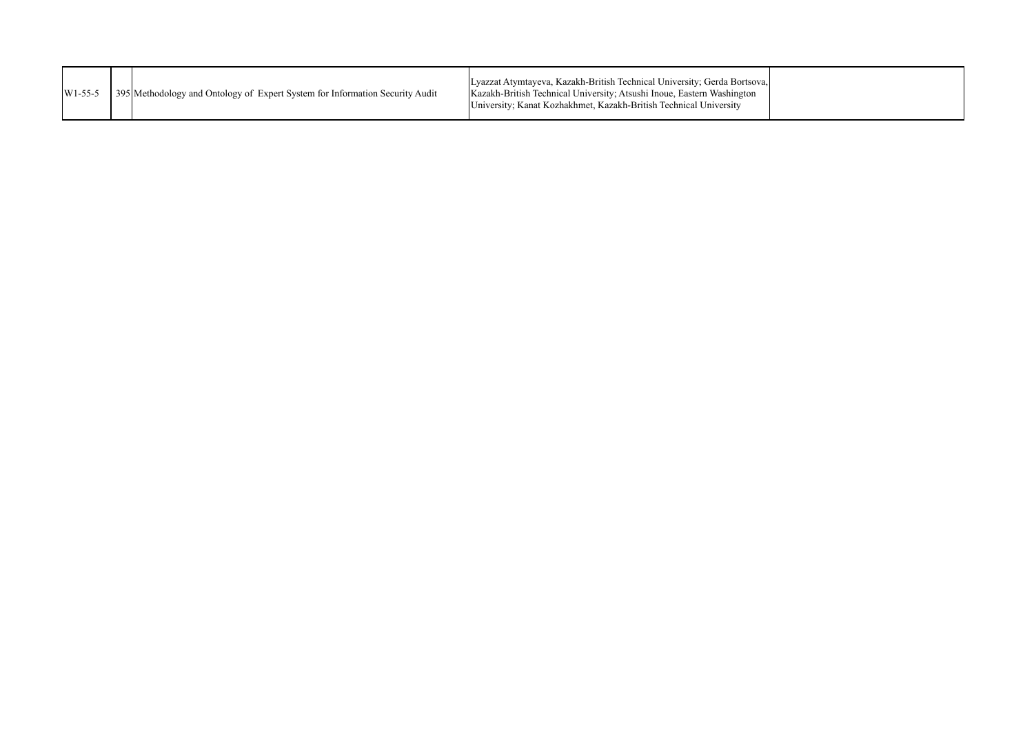| | | | | |
|---|---|---|---|---|
| W1-55-5 | 395 | Methodology and Ontology of Expert System for Information Security Audit | Lyazzat Atymtayeva, Kazakh-British Technical University; Gerda Bortsova, Kazakh-British Technical University; Atsushi Inoue, Eastern Washington University; Kanat Kozhakhmet, Kazakh-British Technical University | |